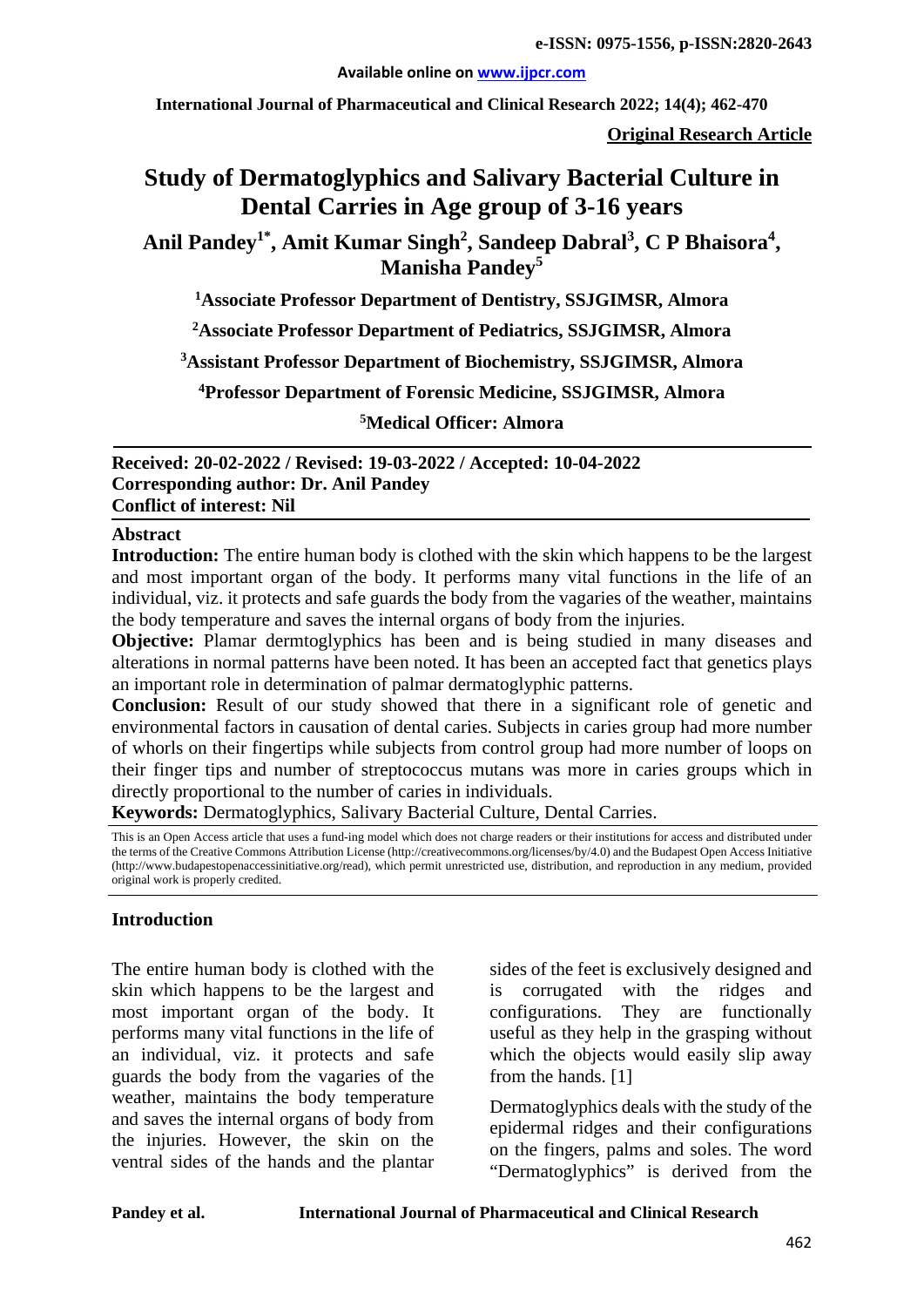**e-ISSN: 0975-1556, p-ISSN:2820-2643**

**Available online on www.ijpcr.com**

**International Journal of Pharmaceutical and Clinical Research 2022; 14(4); 462-470**

**Original Research Article**

# Study of Dermatoglyphics and Salivary Bacterial Culture in Dental Carries in Age group of 3-16 years

**Anil Pandey[1*], Amit Kumar Singh[2], Sandeep Dabral[3], C P Bhaisora[4], Manisha Pandey[5]**

[1]**Associate Professor Department of Dentistry, SSJGIMSR, Almora**

[2]**Associate Professor Department of Pediatrics, SSJGIMSR, Almora**

[3]**Assistant Professor Department of Biochemistry, SSJGIMSR, Almora**

[4]**Professor Department of Forensic Medicine, SSJGIMSR, Almora**

[5]**Medical Officer: Almora**

**Received: 20-02-2022 / Revised: 19-03-2022 / Accepted: 10-04-2022**
**Corresponding author: Dr. Anil Pandey**
**Conflict of interest: Nil**

## Abstract

**Introduction:** The entire human body is clothed with the skin which happens to be the largest and most important organ of the body. It performs many vital functions in the life of an individual, viz. it protects and safe guards the body from the vagaries of the weather, maintains the body temperature and saves the internal organs of body from the injuries.

**Objective:** Plamar dermtoglyphics has been and is being studied in many diseases and alterations in normal patterns have been noted. It has been an accepted fact that genetics plays an important role in determination of palmar dermatoglyphic patterns.

**Conclusion:** Result of our study showed that there in a significant role of genetic and environmental factors in causation of dental caries. Subjects in caries group had more number of whorls on their fingertips while subjects from control group had more number of loops on their finger tips and number of streptococcus mutans was more in caries groups which in directly proportional to the number of caries in individuals.

**Keywords:** Dermatoglyphics, Salivary Bacterial Culture, Dental Carries.

This is an Open Access article that uses a fund-ing model which does not charge readers or their institutions for access and distributed under the terms of the Creative Commons Attribution License (http://creativecommons.org/licenses/by/4.0) and the Budapest Open Access Initiative (http://www.budapestopenaccessinitiative.org/read), which permit unrestricted use, distribution, and reproduction in any medium, provided original work is properly credited.

## Introduction

The entire human body is clothed with the skin which happens to be the largest and most important organ of the body. It performs many vital functions in the life of an individual, viz. it protects and safe guards the body from the vagaries of the weather, maintains the body temperature and saves the internal organs of body from the injuries. However, the skin on the ventral sides of the hands and the plantar sides of the feet is exclusively designed and is corrugated with the ridges and configurations. They are functionally useful as they help in the grasping without which the objects would easily slip away from the hands. [1]

Dermatoglyphics deals with the study of the epidermal ridges and their configurations on the fingers, palms and soles. The word "Dermatoglyphics" is derived from the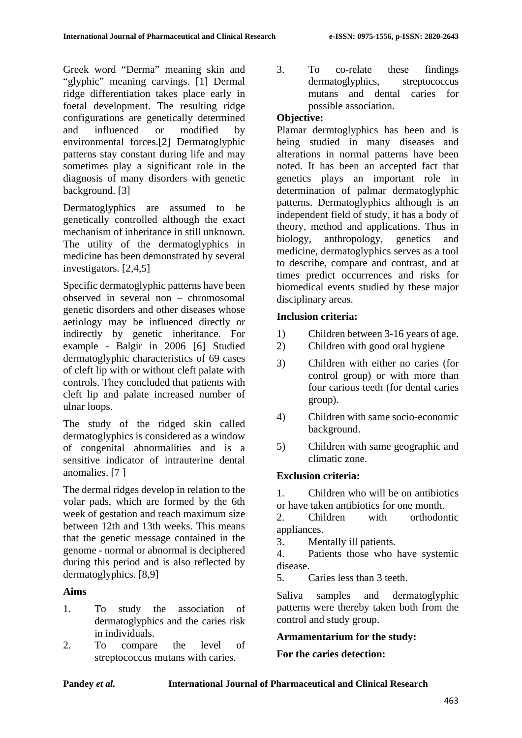Greek word "Derma" meaning skin and "glyphic" meaning carvings. [1] Dermal ridge differentiation takes place early in foetal development. The resulting ridge configurations are genetically determined and influenced or modified by environmental forces.[2] Dermatoglyphic patterns stay constant during life and may sometimes play a significant role in the diagnosis of many disorders with genetic background. [3]

Dermatoglyphics are assumed to be genetically controlled although the exact mechanism of inheritance in still unknown. The utility of the dermatoglyphics in medicine has been demonstrated by several investigators. [2,4,5]

Specific dermatoglyphic patterns have been observed in several non – chromosomal genetic disorders and other diseases whose aetiology may be influenced directly or indirectly by genetic inheritance. For example - Balgir in 2006 [6] Studied dermatoglyphic characteristics of 69 cases of cleft lip with or without cleft palate with controls. They concluded that patients with cleft lip and palate increased number of ulnar loops.

The study of the ridged skin called dermatoglyphics is considered as a window of congenital abnormalities and is a sensitive indicator of intrauterine dental anomalies. [7 ]

The dermal ridges develop in relation to the volar pads, which are formed by the 6th week of gestation and reach maximum size between 12th and 13th weeks. This means that the genetic message contained in the genome - normal or abnormal is deciphered during this period and is also reflected by dermatoglyphics. [8,9]

**Aims**

1. To study the association of dermatoglyphics and the caries risk in individuals.
2. To compare the level of streptococcus mutans with caries.
3. To co-relate these findings dermatoglyphics, streptococcus mutans and dental caries for possible association.

**Objective:**

Plamar dermtoglyphics has been and is being studied in many diseases and alterations in normal patterns have been noted. It has been an accepted fact that genetics plays an important role in determination of palmar dermatoglyphic patterns. Dermatoglyphics although is an independent field of study, it has a body of theory, method and applications. Thus in biology, anthropology, genetics and medicine, dermatoglyphics serves as a tool to describe, compare and contrast, and at times predict occurrences and risks for biomedical events studied by these major disciplinary areas.

**Inclusion criteria:**

1) Children between 3-16 years of age.
2) Children with good oral hygiene
3) Children with either no caries (for control group) or with more than four carious teeth (for dental caries group).
4) Children with same socio-economic background.
5) Children with same geographic and climatic zone.

**Exclusion criteria:**

1. Children who will be on antibiotics or have taken antibiotics for one month.
2. Children with orthodontic appliances.
3. Mentally ill patients.
4. Patients those who have systemic disease.
5. Caries less than 3 teeth.

Saliva samples and dermatoglyphic patterns were thereby taken both from the control and study group.

**Armamentarium for the study:**

**For the caries detection:**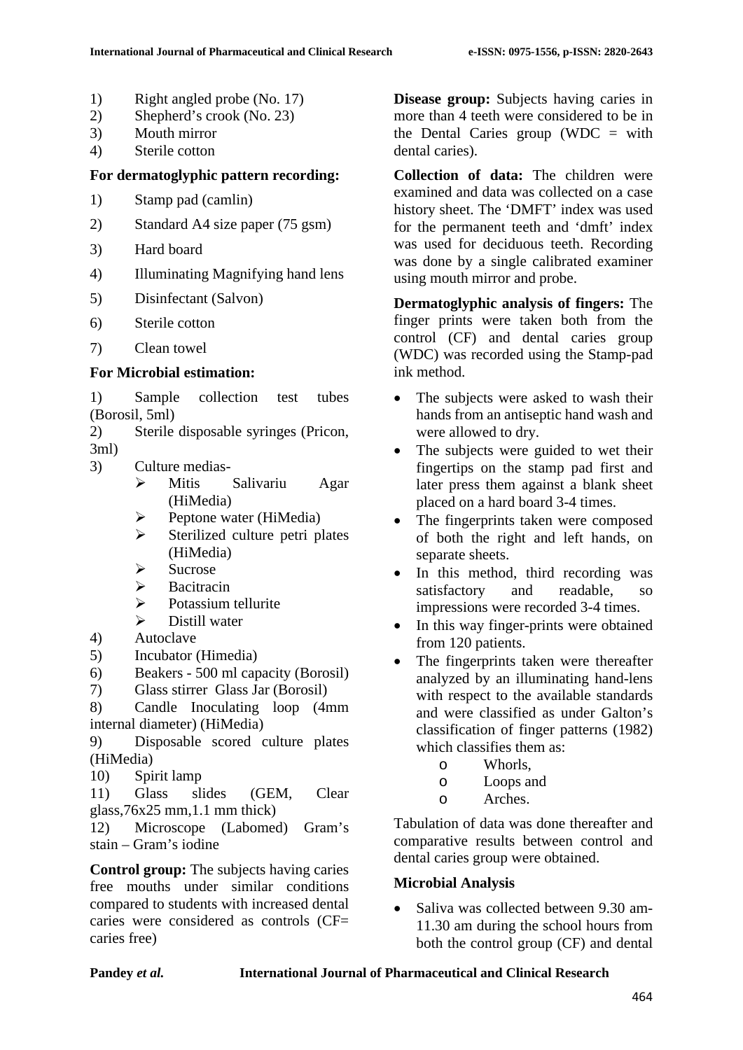1) Right angled probe (No. 17)
2) Shepherd's crook (No. 23)
3) Mouth mirror
4) Sterile cotton

**For dermatoglyphic pattern recording:**

1) Stamp pad (camlin)
2) Standard A4 size paper (75 gsm)
3) Hard board
4) Illuminating Magnifying hand lens
5) Disinfectant (Salvon)
6) Sterile cotton
7) Clean towel

**For Microbial estimation:**

1) Sample collection test tubes (Borosil, 5ml)
2) Sterile disposable syringes (Pricon, 3ml)
3) Culture medias-
   - Mitis Salivariu Agar (HiMedia)
   - Peptone water (HiMedia)
   - Sterilized culture petri plates (HiMedia)
   - Sucrose
   - Bacitracin
   - Potassium tellurite
   - Distill water
4) Autoclave
5) Incubator (Himedia)
6) Beakers - 500 ml capacity (Borosil)
7) Glass stirrer Glass Jar (Borosil)
8) Candle Inoculating loop (4mm internal diameter) (HiMedia)
9) Disposable scored culture plates (HiMedia)
10) Spirit lamp
11) Glass slides (GEM, Clear glass,76x25 mm,1.1 mm thick)
12) Microscope (Labomed) Gram's stain – Gram's iodine

**Control group:** The subjects having caries free mouths under similar conditions compared to students with increased dental caries were considered as controls (CF= caries free)

**Disease group:** Subjects having caries in more than 4 teeth were considered to be in the Dental Caries group (WDC = with dental caries).

**Collection of data:** The children were examined and data was collected on a case history sheet. The 'DMFT' index was used for the permanent teeth and 'dmft' index was used for deciduous teeth. Recording was done by a single calibrated examiner using mouth mirror and probe.

**Dermatoglyphic analysis of fingers:** The finger prints were taken both from the control (CF) and dental caries group (WDC) was recorded using the Stamp-pad ink method.

- The subjects were asked to wash their hands from an antiseptic hand wash and were allowed to dry.
- The subjects were guided to wet their fingertips on the stamp pad first and later press them against a blank sheet placed on a hard board 3-4 times.
- The fingerprints taken were composed of both the right and left hands, on separate sheets.
- In this method, third recording was satisfactory and readable, so impressions were recorded 3-4 times.
- In this way finger-prints were obtained from 120 patients.
- The fingerprints taken were thereafter analyzed by an illuminating hand-lens with respect to the available standards and were classified as under Galton's classification of finger patterns (1982) which classifies them as:
  - Whorls,
  - Loops and
  - Arches.

Tabulation of data was done thereafter and comparative results between control and dental caries group were obtained.

**Microbial Analysis**

- Saliva was collected between 9.30 am-11.30 am during the school hours from both the control group (CF) and dental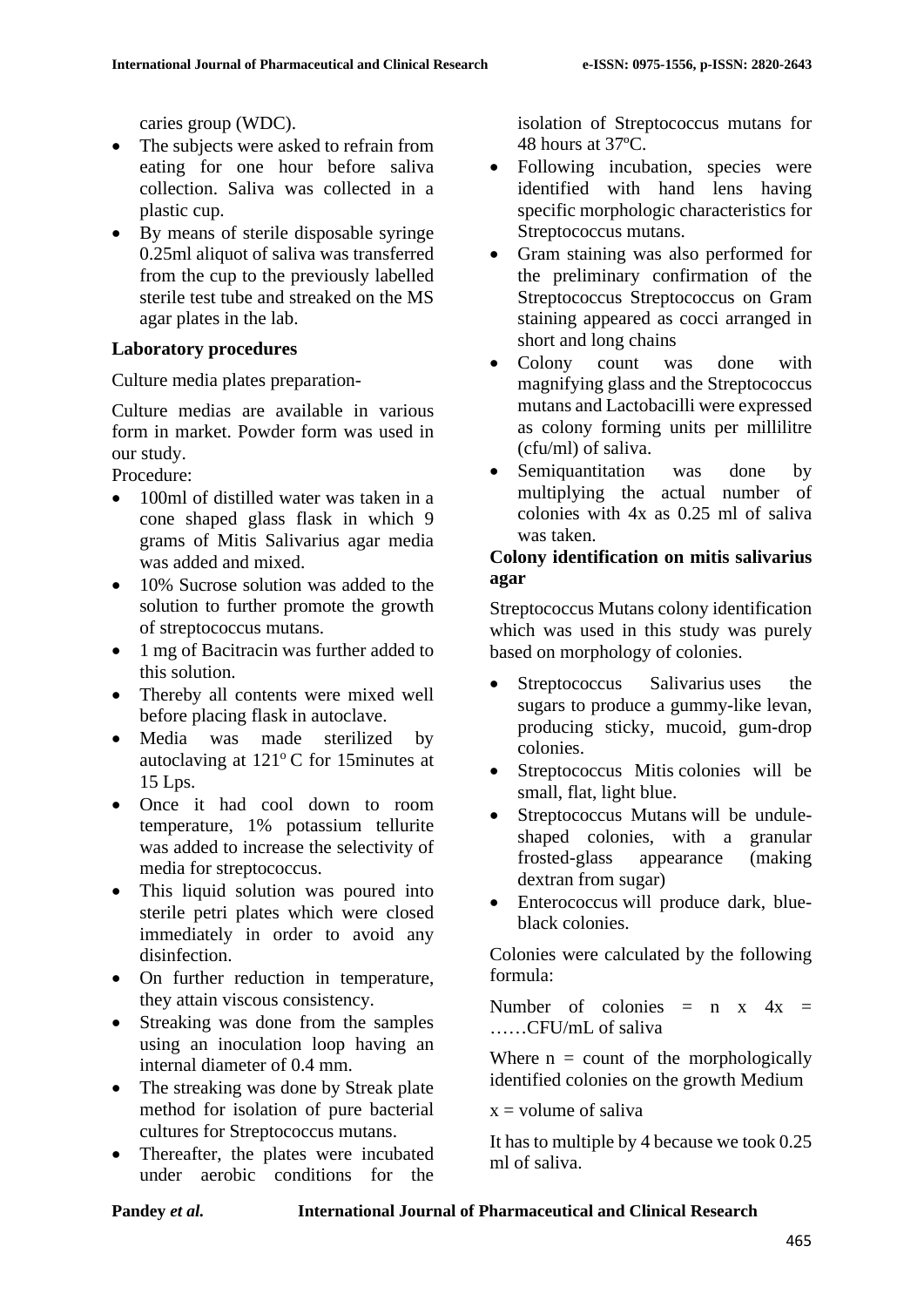caries group (WDC).

- The subjects were asked to refrain from eating for one hour before saliva collection. Saliva was collected in a plastic cup.
- By means of sterile disposable syringe 0.25ml aliquot of saliva was transferred from the cup to the previously labelled sterile test tube and streaked on the MS agar plates in the lab.

**Laboratory procedures**

Culture media plates preparation-

Culture medias are available in various form in market. Powder form was used in our study.

Procedure:

- 100ml of distilled water was taken in a cone shaped glass flask in which 9 grams of Mitis Salivarius agar media was added and mixed.
- 10% Sucrose solution was added to the solution to further promote the growth of streptococcus mutans.
- 1 mg of Bacitracin was further added to this solution.
- Thereby all contents were mixed well before placing flask in autoclave.
- Media was made sterilized by autoclaving at 121$^{o}$ C for 15minutes at 15 Lps.
- Once it had cool down to room temperature, 1% potassium tellurite was added to increase the selectivity of media for streptococcus.
- This liquid solution was poured into sterile petri plates which were closed immediately in order to avoid any disinfection.
- On further reduction in temperature, they attain viscous consistency.
- Streaking was done from the samples using an inoculation loop having an internal diameter of 0.4 mm.
- The streaking was done by Streak plate method for isolation of pure bacterial cultures for Streptococcus mutans.
- Thereafter, the plates were incubated under aerobic conditions for the isolation of Streptococcus mutans for 48 hours at 37ºC.
- Following incubation, species were identified with hand lens having specific morphologic characteristics for Streptococcus mutans.
- Gram staining was also performed for the preliminary confirmation of the Streptococcus Streptococcus on Gram staining appeared as cocci arranged in short and long chains
- Colony count was done with magnifying glass and the Streptococcus mutans and Lactobacilli were expressed as colony forming units per millilitre (cfu/ml) of saliva.
- Semiquantitation was done by multiplying the actual number of colonies with 4x as 0.25 ml of saliva was taken.

**Colony identification on mitis salivarius agar**

Streptococcus Mutans colony identification which was used in this study was purely based on morphology of colonies.

- Streptococcus Salivarius uses the sugars to produce a gummy-like levan, producing sticky, mucoid, gum-drop colonies.
- Streptococcus Mitis colonies will be small, flat, light blue.
- Streptococcus Mutans will be undule-shaped colonies, with a granular frosted-glass appearance (making dextran from sugar)
- Enterococcus will produce dark, blue-black colonies.

Colonies were calculated by the following formula:

Number of colonies = n x 4x = ……CFU/mL of saliva

Where n = count of the morphologically identified colonies on the growth Medium

x = volume of saliva

It has to multiple by 4 because we took 0.25 ml of saliva.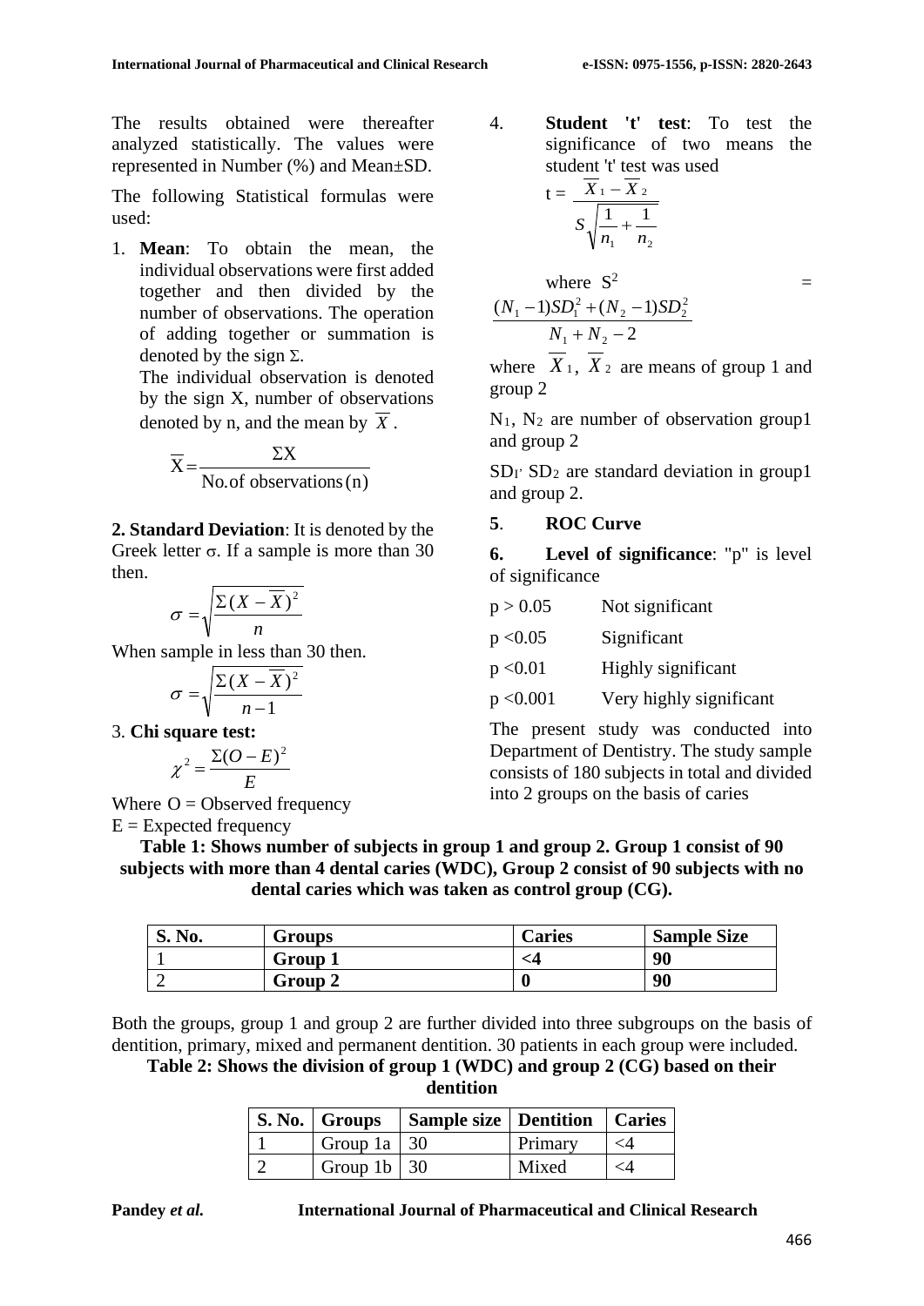The results obtained were thereafter analyzed statistically. The values were represented in Number (%) and Mean±SD.

The following Statistical formulas were used:

1. **Mean**: To obtain the mean, the individual observations were first added together and then divided by the number of observations. The operation of adding together or summation is denoted by the sign Σ.

   The individual observation is denoted by the sign X, number of observations denoted by n, and the mean by $\overline{X}$.

$$\overline{X} = \frac{\Sigma X}{\text{No. of observations (n)}}$$

**2. Standard Deviation**: It is denoted by the Greek letter σ. If a sample is more than 30 then.

$$\sigma = \sqrt{\frac{\Sigma(X - \overline{X})^2}{n}}$$

When sample in less than 30 then.

$$\sigma = \sqrt{\frac{\Sigma(X - \overline{X})^2}{n-1}}$$

3. **Chi square test:**

$$\chi^2 = \frac{\Sigma(O - E)^2}{E}$$

Where O = Observed frequency

E = Expected frequency

4. **Student 't' test**: To test the significance of two means the student 't' test was used

$$t = \frac{\overline{X}_1 - \overline{X}_2}{S\sqrt{\frac{1}{n_1} + \frac{1}{n_2}}}$$

where $S^2 = \frac{(N_1 - 1)SD_1^2 + (N_2 - 1)SD_2^2}{N_1 + N_2 - 2}$

where $\overline{X}_1$, $\overline{X}_2$ are means of group 1 and group 2

$N_1$, $N_2$ are number of observation group1 and group 2

$SD_1$, $SD_2$ are standard deviation in group1 and group 2.

**5**. **ROC Curve**

**6. Level of significance**: "p" is level of significance

| | |
|---|---|
| $p > 0.05$ | Not significant |
| $p < 0.05$ | Significant |
| $p < 0.01$ | Highly significant |
| $p < 0.001$ | Very highly significant |

The present study was conducted into Department of Dentistry. The study sample consists of 180 subjects in total and divided into 2 groups on the basis of caries

**Table 1: Shows number of subjects in group 1 and group 2. Group 1 consist of 90 subjects with more than 4 dental caries (WDC), Group 2 consist of 90 subjects with no dental caries which was taken as control group (CG).**

| S. No. | Groups | Caries | Sample Size |
|---|---|---|---|
| 1 | **Group 1** | **<4** | **90** |
| 2 | **Group 2** | **0** | **90** |

Both the groups, group 1 and group 2 are further divided into three subgroups on the basis of dentition, primary, mixed and permanent dentition. 30 patients in each group were included.

**Table 2: Shows the division of group 1 (WDC) and group 2 (CG) based on their dentition**

| S. No. | Groups | Sample size | Dentition | Caries |
|---|---|---|---|---|
| 1 | Group 1a | 30 | Primary | <4 |
| 2 | Group 1b | 30 | Mixed | <4 |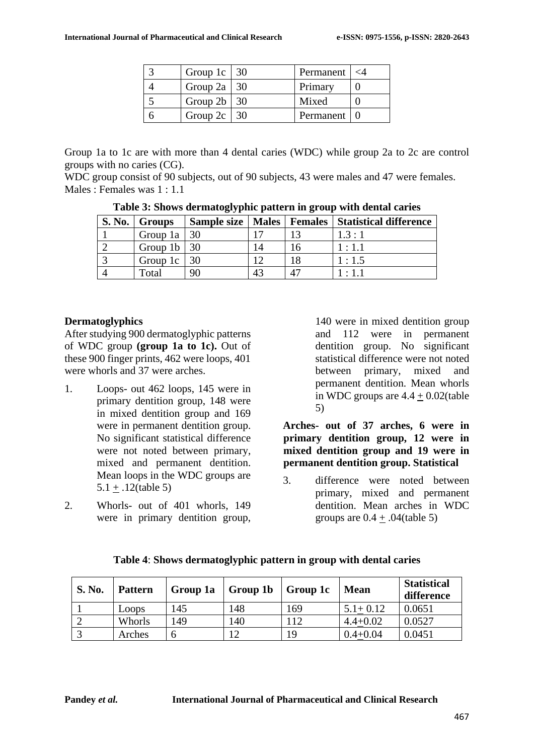| 3 | Group 1c | 30 | Permanent | <4 |
|---|---|---|---|---|
| 4 | Group 2a | 30 | Primary | 0 |
| 5 | Group 2b | 30 | Mixed | 0 |
| 6 | Group 2c | 30 | Permanent | 0 |

Group 1a to 1c are with more than 4 dental caries (WDC) while group 2a to 2c are control groups with no caries (CG).

WDC group consist of 90 subjects, out of 90 subjects, 43 were males and 47 were females. Males : Females was 1 : 1.1

**Table 3: Shows dermatoglyphic pattern in group with dental caries**

| S. No. | Groups | Sample size | Males | Females | Statistical difference |
|---|---|---|---|---|---|
| 1 | Group 1a | 30 | 17 | 13 | 1.3 : 1 |
| 2 | Group 1b | 30 | 14 | 16 | 1 : 1.1 |
| 3 | Group 1c | 30 | 12 | 18 | 1 : 1.5 |
| 4 | Total | 90 | 43 | 47 | 1 : 1.1 |

**Dermatoglyphics**

After studying 900 dermatoglyphic patterns of WDC group **(group 1a to 1c).** Out of these 900 finger prints, 462 were loops, 401 were whorls and 37 were arches.

1. Loops- out 462 loops, 145 were in primary dentition group, 148 were in mixed dentition group and 169 were in permanent dentition group. No significant statistical difference were not noted between primary, mixed and permanent dentition. Mean loops in the WDC groups are 5.1 ± .12(table 5)
2. Whorls- out of 401 whorls, 149 were in primary dentition group, 140 were in mixed dentition group and 112 were in permanent dentition group. No significant statistical difference were not noted between primary, mixed and permanent dentition. Mean whorls in WDC groups are 4.4 ± 0.02(table 5)

**Arches- out of 37 arches, 6 were in primary dentition group, 12 were in mixed dentition group and 19 were in permanent dentition group. Statistical**

3. difference were noted between primary, mixed and permanent dentition. Mean arches in WDC groups are 0.4 ± .04(table 5)

**Table 4**: **Shows dermatoglyphic pattern in group with dental caries**

| S. No. | Pattern | Group 1a | Group 1b | Group 1c | Mean | Statistical difference |
|---|---|---|---|---|---|---|
| 1 | Loops | 145 | 148 | 169 | 5.1± 0.12 | 0.0651 |
| 2 | Whorls | 149 | 140 | 112 | 4.4±0.02 | 0.0527 |
| 3 | Arches | 6 | 12 | 19 | 0.4±0.04 | 0.0451 |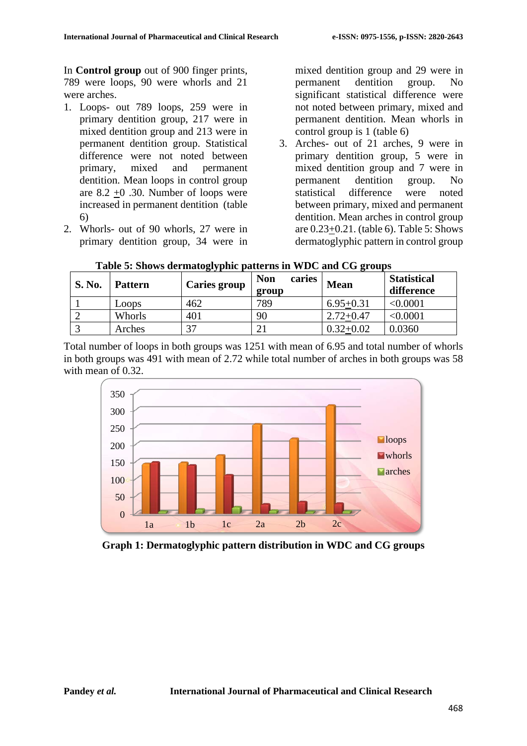In **Control group** out of 900 finger prints, 789 were loops, 90 were whorls and 21 were arches.

1. Loops- out of 789 loops, 259 were in primary dentition group, 217 were in mixed dentition group and 213 were in permanent dentition group. Statistical difference were not noted between primary, mixed and permanent dentition. Mean loops in control group are 8.2 $\pm$0 .30. Number of loops were increased in permanent dentition (table 6)
2. Whorls- out of 90 whorls, 27 were in primary dentition group, 34 were in mixed dentition group and 29 were in permanent dentition group. No significant statistical difference were not noted between primary, mixed and permanent dentition. Mean whorls in control group is 1 (table 6)
3. Arches- out of 21 arches, 9 were in primary dentition group, 5 were in mixed dentition group and 7 were in permanent dentition group. No statistical difference were noted between primary, mixed and permanent dentition. Mean arches in control group are 0.23$\pm$0.21. (table 6). Table 5: Shows dermatoglyphic pattern in control group

**Table 5: Shows dermatoglyphic patterns in WDC and CG groups**

| S. No. | Pattern | Caries group | Non caries group | Mean | Statistical difference |
|---|---|---|---|---|---|
| 1 | Loops | 462 | 789 | 6.95$\pm$0.31 | <0.0001 |
| 2 | Whorls | 401 | 90 | 2.72$\pm$0.47 | <0.0001 |
| 3 | Arches | 37 | 21 | 0.32$\pm$0.02 | 0.0360 |

Total number of loops in both groups was 1251 with mean of 6.95 and total number of whorls in both groups was 491 with mean of 2.72 while total number of arches in both groups was 58 with mean of 0.32.

**Graph 1: Dermatoglyphic pattern distribution in WDC and CG groups**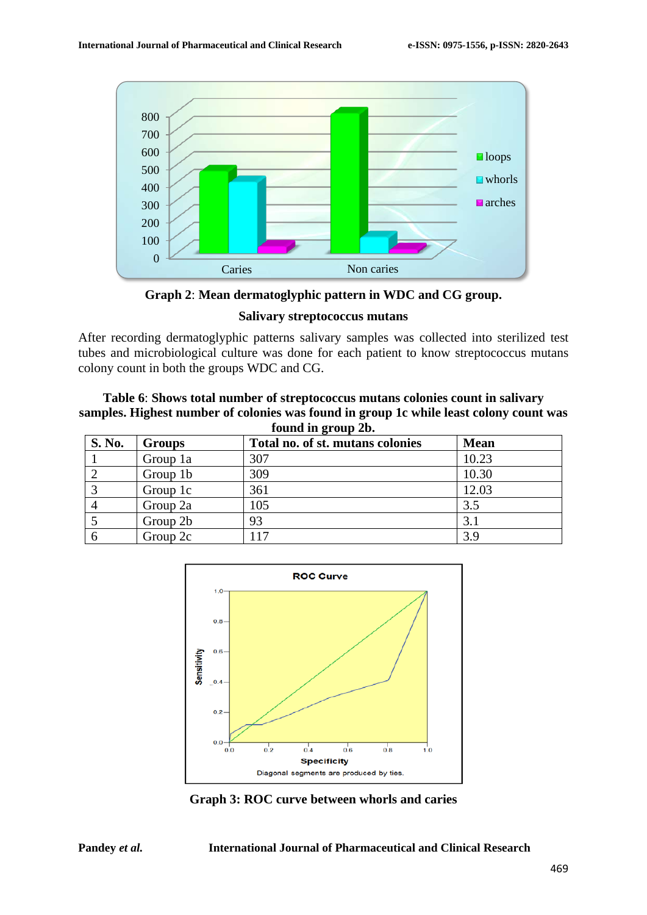Graph 2: **Mean dermatoglyphic pattern in WDC and CG group.**

**Salivary streptococcus mutans**

After recording dermatoglyphic patterns salivary samples was collected into sterilized test tubes and microbiological culture was done for each patient to know streptococcus mutans colony count in both the groups WDC and CG.

**Table 6**: **Shows total number of streptococcus mutans colonies count in salivary samples. Highest number of colonies was found in group 1c while least colony count was found in group 2b.**

| S. No. | Groups | Total no. of st. mutans colonies | Mean |
|---|---|---|---|
| 1 | Group 1a | 307 | 10.23 |
| 2 | Group 1b | 309 | 10.30 |
| 3 | Group 1c | 361 | 12.03 |
| 4 | Group 2a | 105 | 3.5 |
| 5 | Group 2b | 93 | 3.1 |
| 6 | Group 2c | 117 | 3.9 |

**Graph 3: ROC curve between whorls and caries**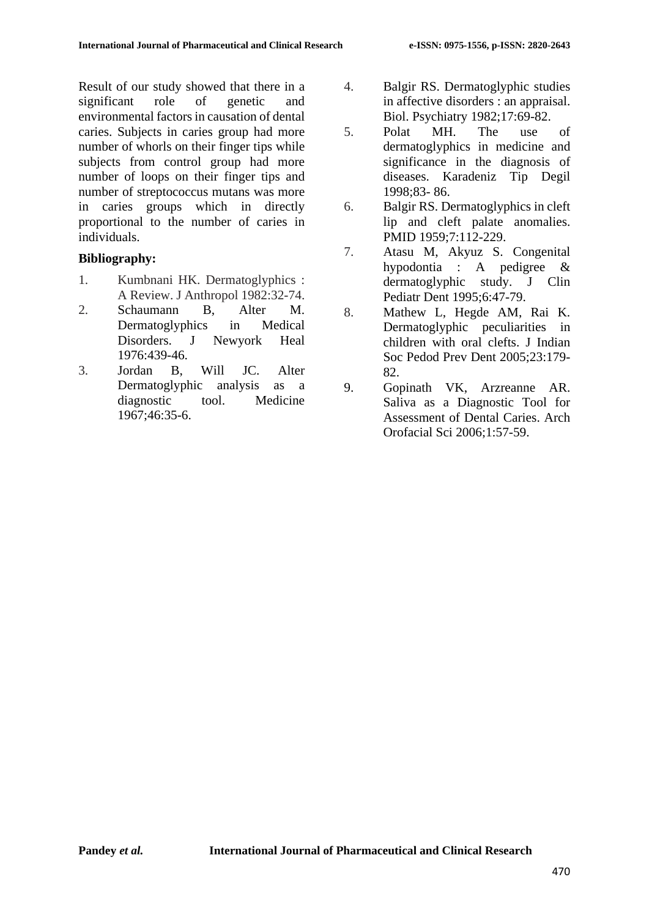Result of our study showed that there in a significant role of genetic and environmental factors in causation of dental caries. Subjects in caries group had more number of whorls on their finger tips while subjects from control group had more number of loops on their finger tips and number of streptococcus mutans was more in caries groups which in directly proportional to the number of caries in individuals.

**Bibliography:**

1. Kumbnani HK. Dermatoglyphics : A Review. J Anthropol 1982:32-74.
2. Schaumann B, Alter M. Dermatoglyphics in Medical Disorders. J Newyork Heal 1976:439-46.
3. Jordan B, Will JC. Alter Dermatoglyphic analysis as a diagnostic tool. Medicine 1967;46:35-6.
4. Balgir RS. Dermatoglyphic studies in affective disorders : an appraisal. Biol. Psychiatry 1982;17:69-82.
5. Polat MH. The use of dermatoglyphics in medicine and significance in the diagnosis of diseases. Karadeniz Tip Degil 1998;83- 86.
6. Balgir RS. Dermatoglyphics in cleft lip and cleft palate anomalies. PMID 1959;7:112-229.
7. Atasu M, Akyuz S. Congenital hypodontia : A pedigree & dermatoglyphic study. J Clin Pediatr Dent 1995;6:47-79.
8. Mathew L, Hegde AM, Rai K. Dermatoglyphic peculiarities in children with oral clefts. J Indian Soc Pedod Prev Dent 2005;23:179-82.
9. Gopinath VK, Arzreanne AR. Saliva as a Diagnostic Tool for Assessment of Dental Caries. Arch Orofacial Sci 2006;1:57-59.